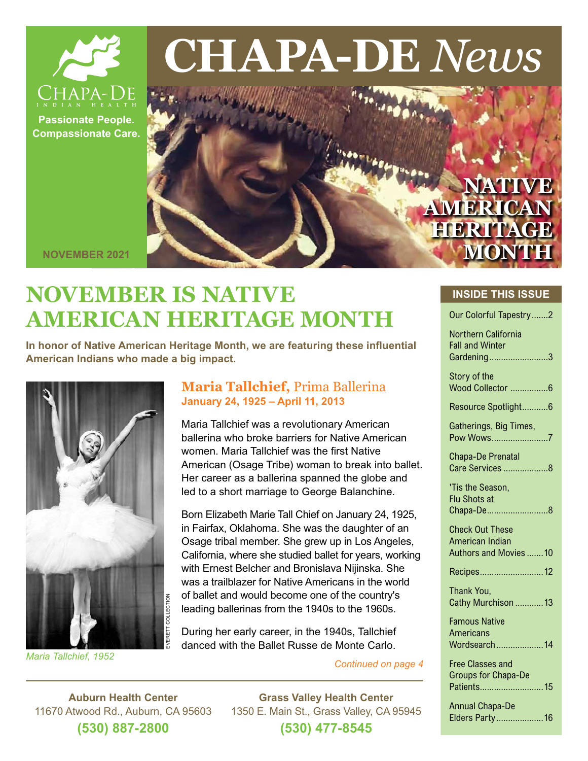# CHAPA-DE *News*

Chapa-De Indian Health

Passionate People. Compassionate Care.

NOVEMBER 2021

NATIVE AMERICAN HERITAGE MONTH

## NOVEMBER IS NATIVE AMERICAN HERITAGE MONTH

**In honor of Native American Heritage Month, we are featuring these influential American Indians who made a big impact.**

*Maria Tallchief, 1952*

EVERETT COLLECTION

### Maria Tallchief, Prima Ballerina

**January 24, 1925 – April 11, 2013**

Maria Tallchief was a revolutionary American ballerina who broke barriers for Native American women. Maria Tallchief was the first Native American (Osage Tribe) woman to break into ballet. Her career as a ballerina spanned the globe and led to a short marriage to George Balanchine.

Born Elizabeth Marie Tall Chief on January 24, 1925, in Fairfax, Oklahoma. She was the daughter of an Osage tribal member. She grew up in Los Angeles, California, where she studied ballet for years, working with Ernest Belcher and Bronislava Nijinska. She was a trailblazer for Native Americans in the world of ballet and would become one of the country's leading ballerinas from the 1940s to the 1960s.

During her early career, in the 1940s, Tallchief danced with the Ballet Russe de Monte Carlo.

*Continued on page 4*

### INSIDE THIS ISSUE

- Our Colorful Tapestry.......2
- Northern California Fall and Winter Gardening.........................3
- Story of the Wood Collector ................6
- Resource Spotlight...........6
- Gatherings, Big Times, Pow Wows........................7
- Chapa-De Prenatal Care Services ...................8
- 'Tis the Season, Flu Shots at Chapa-De..........................8
- Check Out These American Indian Authors and Movies .......10
- Recipes...........................12
- Thank You, Cathy Murchison ............13
- Famous Native Americans Wordsearch....................14
- Free Classes and Groups for Chapa-De Patients...........................15
- Annual Chapa-De Elders Party....................16

**Auburn Health Center**
11670 Atwood Rd., Auburn, CA 95603
**(530) 887-2800**

**Grass Valley Health Center**
1350 E. Main St., Grass Valley, CA 95945
**(530) 477-8545**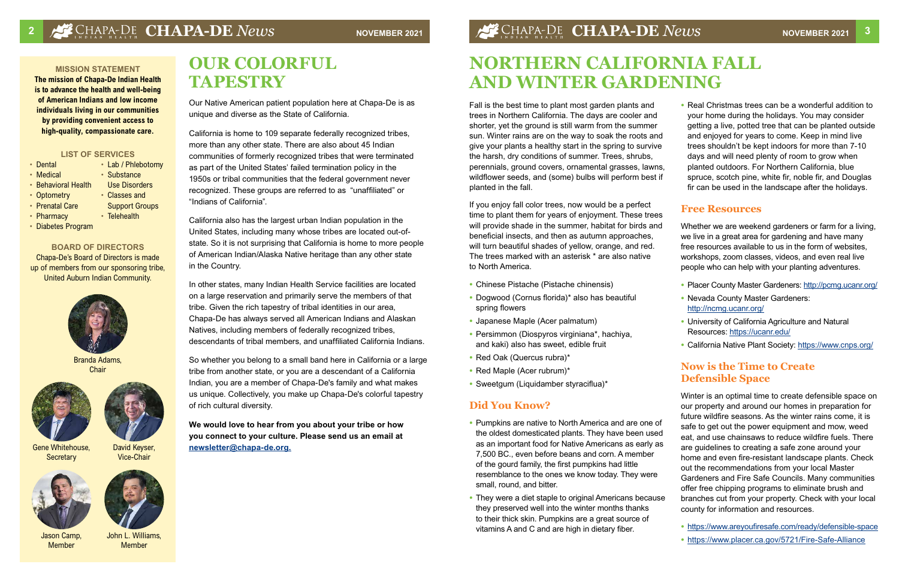**MISSION STATEMENT**

**The mission of Chapa-De Indian Health is to advance the health and well-being of American Indians and low income individuals living in our communities by providing convenient access to high-quality, compassionate care.**

**LIST OF SERVICES**

- Dental
- Medical
- Behavioral Health
- Optometry
- Prenatal Care
- Pharmacy
- Diabetes Program
- Lab / Phlebotomy
- Substance Use Disorders
- Classes and Support Groups
- Telehealth

**BOARD OF DIRECTORS**

Chapa-De's Board of Directors is made up of members from our sponsoring tribe, United Auburn Indian Community.

Branda Adams, Chair

Gene Whitehouse, Secretary

David Keyser, Vice-Chair

Jason Camp, Member

John L. Williams, Member

# OUR COLORFUL TAPESTRY

Our Native American patient population here at Chapa-De is as unique and diverse as the State of California.

California is home to 109 separate federally recognized tribes, more than any other state. There are also about 45 Indian communities of formerly recognized tribes that were terminated as part of the United States' failed termination policy in the 1950s or tribal communities that the federal government never recognized. These groups are referred to as "unaffiliated" or "Indians of California".

California also has the largest urban Indian population in the United States, including many whose tribes are located out-of-state. So it is not surprising that California is home to more people of American Indian/Alaska Native heritage than any other state in the Country.

In other states, many Indian Health Service facilities are located on a large reservation and primarily serve the members of that tribe. Given the rich tapestry of tribal identities in our area, Chapa-De has always served all American Indians and Alaskan Natives, including members of federally recognized tribes, descendants of tribal members, and unaffiliated California Indians.

So whether you belong to a small band here in California or a large tribe from another state, or you are a descendant of a California Indian, you are a member of Chapa-De's family and what makes us unique. Collectively, you make up Chapa-De's colorful tapestry of rich cultural diversity.

**We would love to hear from you about your tribe or how you connect to your culture. Please send us an email at newsletter@chapa-de.org.**

# NORTHERN CALIFORNIA FALL AND WINTER GARDENING

Fall is the best time to plant most garden plants and trees in Northern California. The days are cooler and shorter, yet the ground is still warm from the summer sun. Winter rains are on the way to soak the roots and give your plants a healthy start in the spring to survive the harsh, dry conditions of summer. Trees, shrubs, perennials, ground covers, ornamental grasses, lawns, wildflower seeds, and (some) bulbs will perform best if planted in the fall.

If you enjoy fall color trees, now would be a perfect time to plant them for years of enjoyment. These trees will provide shade in the summer, habitat for birds and beneficial insects, and then as autumn approaches, will turn beautiful shades of yellow, orange, and red. The trees marked with an asterisk * are also native to North America.

- Chinese Pistache (Pistache chinensis)
- Dogwood (Cornus florida)* also has beautiful spring flowers
- Japanese Maple (Acer palmatum)
- Persimmon (Diospyros virginiana*, hachiya, and kaki) also has sweet, edible fruit
- Red Oak (Quercus rubra)*
- Red Maple (Acer rubrum)*
- Sweetgum (Liquidamber styraciflua)*

## Did You Know?

- Pumpkins are native to North America and are one of the oldest domesticated plants. They have been used as an important food for Native Americans as early as 7,500 BC., even before beans and corn. A member of the gourd family, the first pumpkins had little resemblance to the ones we know today. They were small, round, and bitter.
- They were a diet staple to original Americans because they preserved well into the winter months thanks to their thick skin. Pumpkins are a great source of vitamins A and C and are high in dietary fiber.
- Real Christmas trees can be a wonderful addition to your home during the holidays. You may consider getting a live, potted tree that can be planted outside and enjoyed for years to come. Keep in mind live trees shouldn't be kept indoors for more than 7-10 days and will need plenty of room to grow when planted outdoors. For Northern California, blue spruce, scotch pine, white fir, noble fir, and Douglas fir can be used in the landscape after the holidays.

## Free Resources

Whether we are weekend gardeners or farm for a living, we live in a great area for gardening and have many free resources available to us in the form of websites, workshops, zoom classes, videos, and even real live people who can help with your planting adventures.

- Placer County Master Gardeners: http://pcmg.ucanr.org/
- Nevada County Master Gardeners: http://ncmg.ucanr.org/
- University of California Agriculture and Natural Resources: https://ucanr.edu/
- California Native Plant Society: https://www.cnps.org/

## Now is the Time to Create Defensible Space

Winter is an optimal time to create defensible space on our property and around our homes in preparation for future wildfire seasons. As the winter rains come, it is safe to get out the power equipment and mow, weed eat, and use chainsaws to reduce wildfire fuels. There are guidelines to creating a safe zone around your home and even fire-resistant landscape plants. Check out the recommendations from your local Master Gardeners and Fire Safe Councils. Many communities offer free chipping programs to eliminate brush and branches cut from your property. Check with your local county for information and resources.

- https://www.areyoufiresafe.com/ready/defensible-space
- https://www.placer.ca.gov/5721/Fire-Safe-Alliance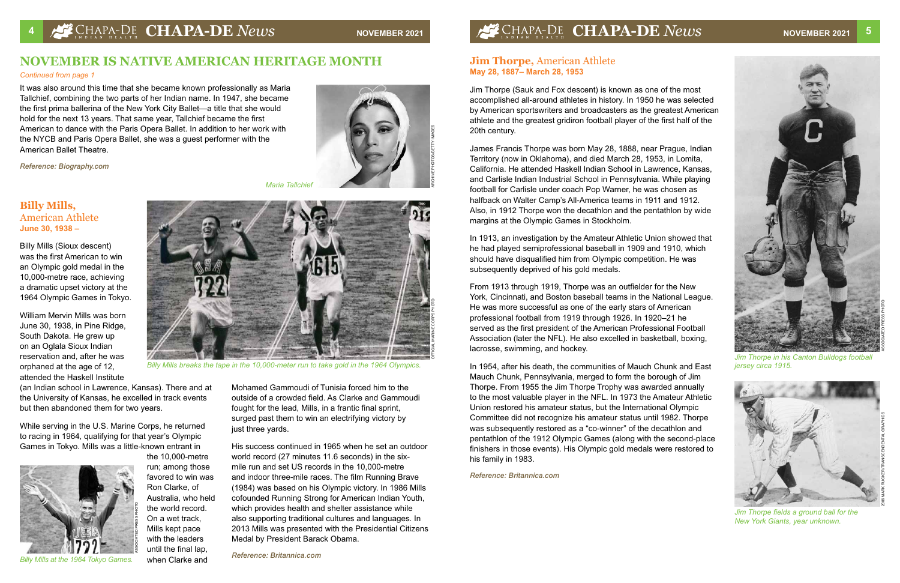# NOVEMBER IS NATIVE AMERICAN HERITAGE MONTH

*Continued from page 1*

It was also around this time that she became known professionally as Maria Tallchief, combining the two parts of her Indian name. In 1947, she became the first prima ballerina of the New York City Ballet—a title that she would hold for the next 13 years. That same year, Tallchief became the first American to dance with the Paris Opera Ballet. In addition to her work with the NYCB and Paris Opera Ballet, she was a guest performer with the American Ballet Theatre.

*Reference: Biography.com*

*Maria Tallchief*

## Billy Mills, American Athlete

**June 30, 1938 –**

Billy Mills (Sioux descent) was the first American to win an Olympic gold medal in the 10,000-metre race, achieving a dramatic upset victory at the 1964 Olympic Games in Tokyo.

William Mervin Mills was born June 30, 1938, in Pine Ridge, South Dakota. He grew up on an Oglala Sioux Indian reservation and, after he was orphaned at the age of 12, attended the Haskell Institute (an Indian school in Lawrence, Kansas). There and at the University of Kansas, he excelled in track events but then abandoned them for two years.

While serving in the U.S. Marine Corps, he returned to racing in 1964, qualifying for that year's Olympic Games in Tokyo. Mills was a little-known entrant in the 10,000-metre run; among those favored to win was Ron Clarke, of Australia, who held the world record. On a wet track, Mills kept pace with the leaders until the final lap, when Clarke and Mohamed Gammoudi of Tunisia forced him to the outside of a crowded field. As Clarke and Gammoudi fought for the lead, Mills, in a frantic final sprint, surged past them to win an electrifying victory by just three yards.

His success continued in 1965 when he set an outdoor world record (27 minutes 11.6 seconds) in the six-mile run and set US records in the 10,000-metre and indoor three-mile races. The film Running Brave (1984) was based on his Olympic victory. In 1986 Mills cofounded Running Strong for American Indian Youth, which provides health and shelter assistance while also supporting traditional cultures and languages. In 2013 Mills was presented with the Presidential Citizens Medal by President Barack Obama.

*Reference: Britannica.com*

*Billy Mills breaks the tape in the 10,000-meter run to take gold in the 1964 Olympics.*

*Billy Mills at the 1964 Tokyo Games.*

## Jim Thorpe, American Athlete

**May 28, 1887– March 28, 1953**

Jim Thorpe (Sauk and Fox descent) is known as one of the most accomplished all-around athletes in history. In 1950 he was selected by American sportswriters and broadcasters as the greatest American athlete and the greatest gridiron football player of the first half of the 20th century.

James Francis Thorpe was born May 28, 1888, near Prague, Indian Territory (now in Oklahoma), and died March 28, 1953, in Lomita, California. He attended Haskell Indian School in Lawrence, Kansas, and Carlisle Indian Industrial School in Pennsylvania. While playing football for Carlisle under coach Pop Warner, he was chosen as halfback on Walter Camp's All-America teams in 1911 and 1912. Also, in 1912 Thorpe won the decathlon and the pentathlon by wide margins at the Olympic Games in Stockholm.

In 1913, an investigation by the Amateur Athletic Union showed that he had played semiprofessional baseball in 1909 and 1910, which should have disqualified him from Olympic competition. He was subsequently deprived of his gold medals.

From 1913 through 1919, Thorpe was an outfielder for the New York, Cincinnati, and Boston baseball teams in the National League. He was more successful as one of the early stars of American professional football from 1919 through 1926. In 1920–21 he served as the first president of the American Professional Football Association (later the NFL). He also excelled in basketball, boxing, lacrosse, swimming, and hockey.

In 1954, after his death, the communities of Mauch Chunk and East Mauch Chunk, Pennsylvania, merged to form the borough of Jim Thorpe. From 1955 the Jim Thorpe Trophy was awarded annually to the most valuable player in the NFL. In 1973 the Amateur Athletic Union restored his amateur status, but the International Olympic Committee did not recognize his amateur status until 1982. Thorpe was subsequently restored as a "co-winner" of the decathlon and pentathlon of the 1912 Olympic Games (along with the second-place finishers in those events). His Olympic gold medals were restored to his family in 1983.

*Reference: Britannica.com*

*Jim Thorpe in his Canton Bulldogs football jersey circa 1915.*

*Jim Thorpe fields a ground ball for the New York Giants, year unknown.*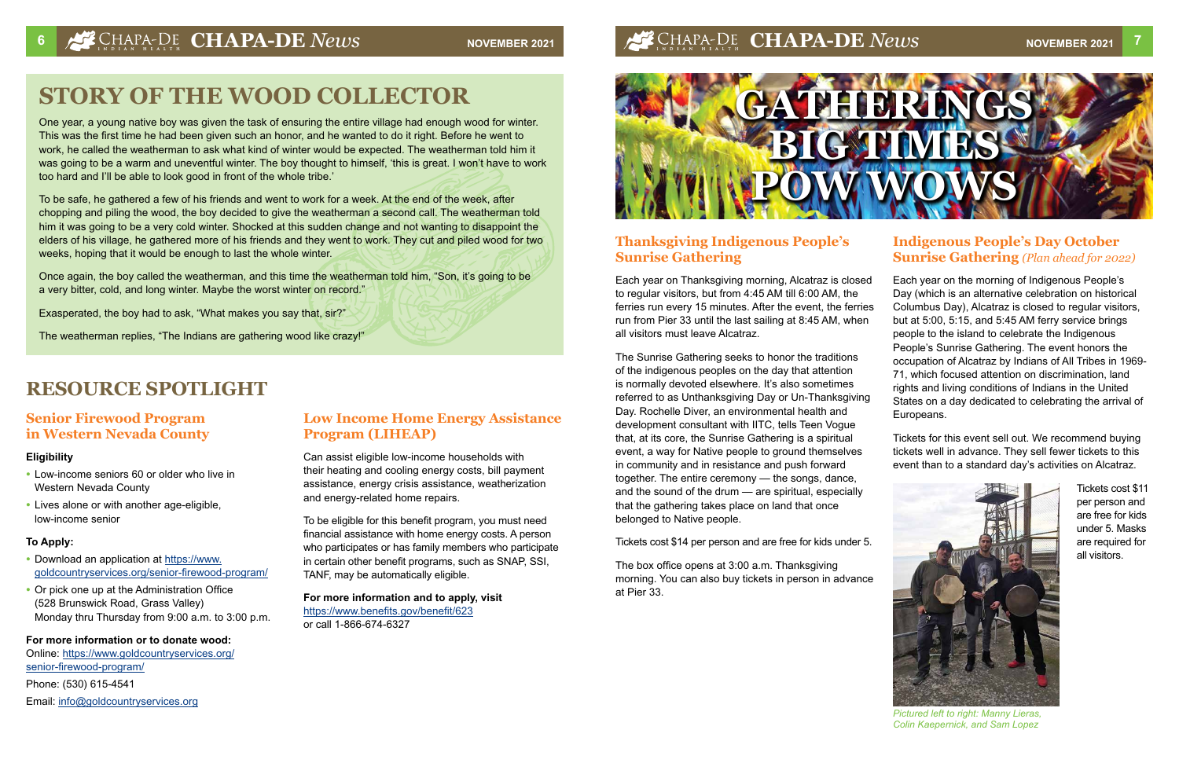# STORY OF THE WOOD COLLECTOR

One year, a young native boy was given the task of ensuring the entire village had enough wood for winter. This was the first time he had been given such an honor, and he wanted to do it right. Before he went to work, he called the weatherman to ask what kind of winter would be expected. The weatherman told him it was going to be a warm and uneventful winter. The boy thought to himself, 'this is great. I won't have to work too hard and I'll be able to look good in front of the whole tribe.'

To be safe, he gathered a few of his friends and went to work for a week. At the end of the week, after chopping and piling the wood, the boy decided to give the weatherman a second call. The weatherman told him it was going to be a very cold winter. Shocked at this sudden change and not wanting to disappoint the elders of his village, he gathered more of his friends and they went to work. They cut and piled wood for two weeks, hoping that it would be enough to last the whole winter.

Once again, the boy called the weatherman, and this time the weatherman told him, "Son, it's going to be a very bitter, cold, and long winter. Maybe the worst winter on record."

Exasperated, the boy had to ask, "What makes you say that, sir?"

The weatherman replies, "The Indians are gathering wood like crazy!"

# RESOURCE SPOTLIGHT

## Senior Firewood Program in Western Nevada County

**Eligibility**

- Low-income seniors 60 or older who live in Western Nevada County
- Lives alone or with another age-eligible, low-income senior

**To Apply:**

- Download an application at https://www.goldcountryservices.org/senior-firewood-program/
- Or pick one up at the Administration Office (528 Brunswick Road, Grass Valley) Monday thru Thursday from 9:00 a.m. to 3:00 p.m.

**For more information or to donate wood:**

Online: https://www.goldcountryservices.org/senior-firewood-program/

Phone: (530) 615-4541

Email: info@goldcountryservices.org

## Low Income Home Energy Assistance Program (LIHEAP)

Can assist eligible low-income households with their heating and cooling energy costs, bill payment assistance, energy crisis assistance, weatherization and energy-related home repairs.

To be eligible for this benefit program, you must need financial assistance with home energy costs. A person who participates or has family members who participate in certain other benefit programs, such as SNAP, SSI, TANF, may be automatically eligible.

**For more information and to apply, visit** https://www.benefits.gov/benefit/623 or call 1-866-674-6327

# GATHERINGS BIG TIMES POW WOWS

## Thanksgiving Indigenous People's Sunrise Gathering

Each year on Thanksgiving morning, Alcatraz is closed to regular visitors, but from 4:45 AM till 6:00 AM, the ferries run every 15 minutes. After the event, the ferries run from Pier 33 until the last sailing at 8:45 AM, when all visitors must leave Alcatraz.

The Sunrise Gathering seeks to honor the traditions of the indigenous peoples on the day that attention is normally devoted elsewhere. It's also sometimes referred to as Unthanksgiving Day or Un-Thanksgiving Day. Rochelle Diver, an environmental health and development consultant with IITC, tells Teen Vogue that, at its core, the Sunrise Gathering is a spiritual event, a way for Native people to ground themselves in community and in resistance and push forward together. The entire ceremony — the songs, dance, and the sound of the drum — are spiritual, especially that the gathering takes place on land that once belonged to Native people.

Tickets cost $14 per person and are free for kids under 5.

The box office opens at 3:00 a.m. Thanksgiving morning. You can also buy tickets in person in advance at Pier 33.

## Indigenous People's Day October Sunrise Gathering *(Plan ahead for 2022)*

Each year on the morning of Indigenous People's Day (which is an alternative celebration on historical Columbus Day), Alcatraz is closed to regular visitors, but at 5:00, 5:15, and 5:45 AM ferry service brings people to the island to celebrate the Indigenous People's Sunrise Gathering. The event honors the occupation of Alcatraz by Indians of All Tribes in 1969-71, which focused attention on discrimination, land rights and living conditions of Indians in the United States on a day dedicated to celebrating the arrival of Europeans.

Tickets for this event sell out. We recommend buying tickets well in advance. They sell fewer tickets to this event than to a standard day's activities on Alcatraz.

Tickets cost $11 per person and are free for kids under 5. Masks are required for all visitors.

*Pictured left to right: Manny Lieras, Colin Kaepernick, and Sam Lopez*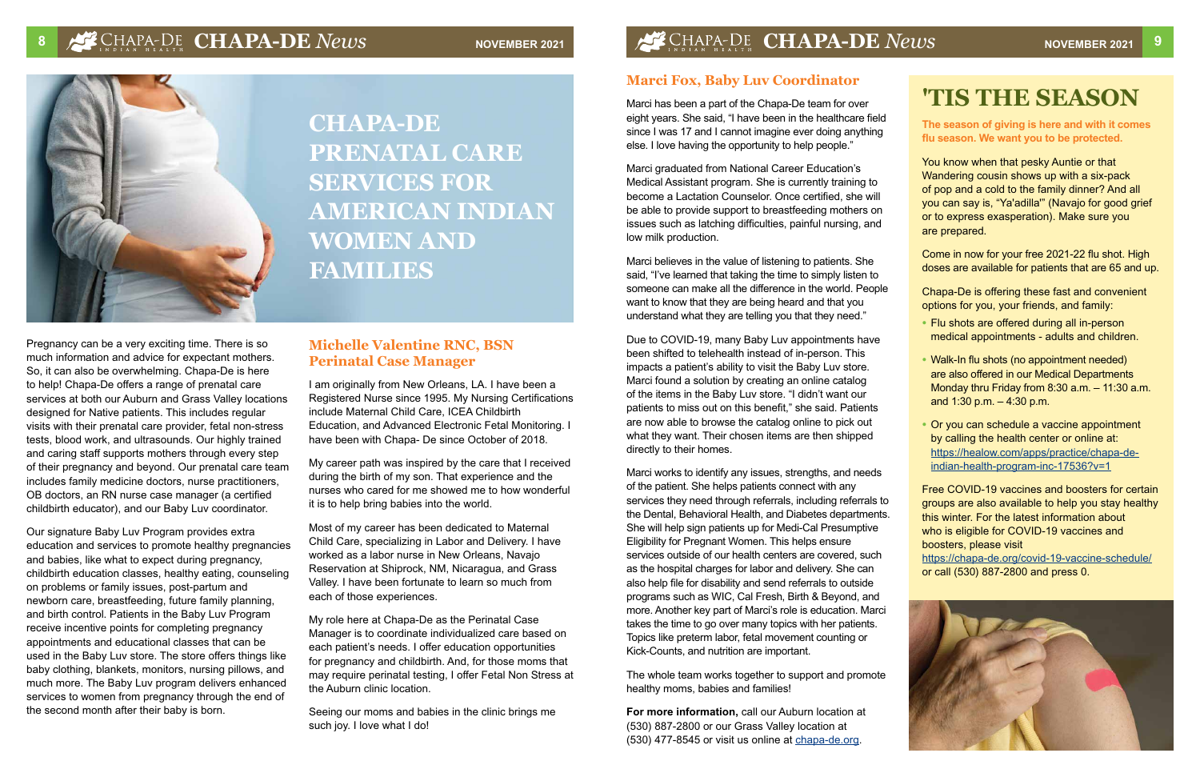# CHAPA-DE PRENATAL CARE SERVICES FOR AMERICAN INDIAN WOMEN AND FAMILIES

Pregnancy can be a very exciting time. There is so much information and advice for expectant mothers. So, it can also be overwhelming. Chapa-De is here to help! Chapa-De offers a range of prenatal care services at both our Auburn and Grass Valley locations designed for Native patients. This includes regular visits with their prenatal care provider, fetal non-stress tests, blood work, and ultrasounds. Our highly trained and caring staff supports mothers through every step of their pregnancy and beyond. Our prenatal care team includes family medicine doctors, nurse practitioners, OB doctors, an RN nurse case manager (a certified childbirth educator), and our Baby Luv coordinator.

Our signature Baby Luv Program provides extra education and services to promote healthy pregnancies and babies, like what to expect during pregnancy, childbirth education classes, healthy eating, counseling on problems or family issues, post-partum and newborn care, breastfeeding, future family planning, and birth control. Patients in the Baby Luv Program receive incentive points for completing pregnancy appointments and educational classes that can be used in the Baby Luv store. The store offers things like baby clothing, blankets, monitors, nursing pillows, and much more. The Baby Luv program delivers enhanced services to women from pregnancy through the end of the second month after their baby is born.

## Michelle Valentine RNC, BSN Perinatal Case Manager

I am originally from New Orleans, LA. I have been a Registered Nurse since 1995. My Nursing Certifications include Maternal Child Care, ICEA Childbirth Education, and Advanced Electronic Fetal Monitoring. I have been with Chapa- De since October of 2018.

My career path was inspired by the care that I received during the birth of my son. That experience and the nurses who cared for me showed me to how wonderful it is to help bring babies into the world.

Most of my career has been dedicated to Maternal Child Care, specializing in Labor and Delivery. I have worked as a labor nurse in New Orleans, Navajo Reservation at Shiprock, NM, Nicaragua, and Grass Valley. I have been fortunate to learn so much from each of those experiences.

My role here at Chapa-De as the Perinatal Case Manager is to coordinate individualized care based on each patient's needs. I offer education opportunities for pregnancy and childbirth. And, for those moms that may require perinatal testing, I offer Fetal Non Stress at the Auburn clinic location.

Seeing our moms and babies in the clinic brings me such joy. I love what I do!

## Marci Fox, Baby Luv Coordinator

Marci has been a part of the Chapa-De team for over eight years. She said, "I have been in the healthcare field since I was 17 and I cannot imagine ever doing anything else. I love having the opportunity to help people."

Marci graduated from National Career Education's Medical Assistant program. She is currently training to become a Lactation Counselor. Once certified, she will be able to provide support to breastfeeding mothers on issues such as latching difficulties, painful nursing, and low milk production.

Marci believes in the value of listening to patients. She said, "I've learned that taking the time to simply listen to someone can make all the difference in the world. People want to know that they are being heard and that you understand what they are telling you that they need."

Due to COVID-19, many Baby Luv appointments have been shifted to telehealth instead of in-person. This impacts a patient's ability to visit the Baby Luv store. Marci found a solution by creating an online catalog of the items in the Baby Luv store. "I didn't want our patients to miss out on this benefit," she said. Patients are now able to browse the catalog online to pick out what they want. Their chosen items are then shipped directly to their homes.

Marci works to identify any issues, strengths, and needs of the patient. She helps patients connect with any services they need through referrals, including referrals to the Dental, Behavioral Health, and Diabetes departments. She will help sign patients up for Medi-Cal Presumptive Eligibility for Pregnant Women. This helps ensure services outside of our health centers are covered, such as the hospital charges for labor and delivery. She can also help file for disability and send referrals to outside programs such as WIC, Cal Fresh, Birth & Beyond, and more. Another key part of Marci's role is education. Marci takes the time to go over many topics with her patients. Topics like preterm labor, fetal movement counting or Kick-Counts, and nutrition are important.

The whole team works together to support and promote healthy moms, babies and families!

**For more information,** call our Auburn location at (530) 887-2800 or our Grass Valley location at (530) 477-8545 or visit us online at chapa-de.org.

# 'TIS THE SEASON

**The season of giving is here and with it comes flu season. We want you to be protected.**

You know when that pesky Auntie or that Wandering cousin shows up with a six-pack of pop and a cold to the family dinner? And all you can say is, "Ya'adilla'" (Navajo for good grief or to express exasperation). Make sure you are prepared.

Come in now for your free 2021-22 flu shot. High doses are available for patients that are 65 and up.

Chapa-De is offering these fast and convenient options for you, your friends, and family:

- Flu shots are offered during all in-person medical appointments - adults and children.
- Walk-In flu shots (no appointment needed) are also offered in our Medical Departments Monday thru Friday from 8:30 a.m. – 11:30 a.m. and 1:30 p.m. – 4:30 p.m.
- Or you can schedule a vaccine appointment by calling the health center or online at: https://healow.com/apps/practice/chapa-de-indian-health-program-inc-17536?v=1

Free COVID-19 vaccines and boosters for certain groups are also available to help you stay healthy this winter. For the latest information about who is eligible for COVID-19 vaccines and boosters, please visit https://chapa-de.org/covid-19-vaccine-schedule/ or call (530) 887-2800 and press 0.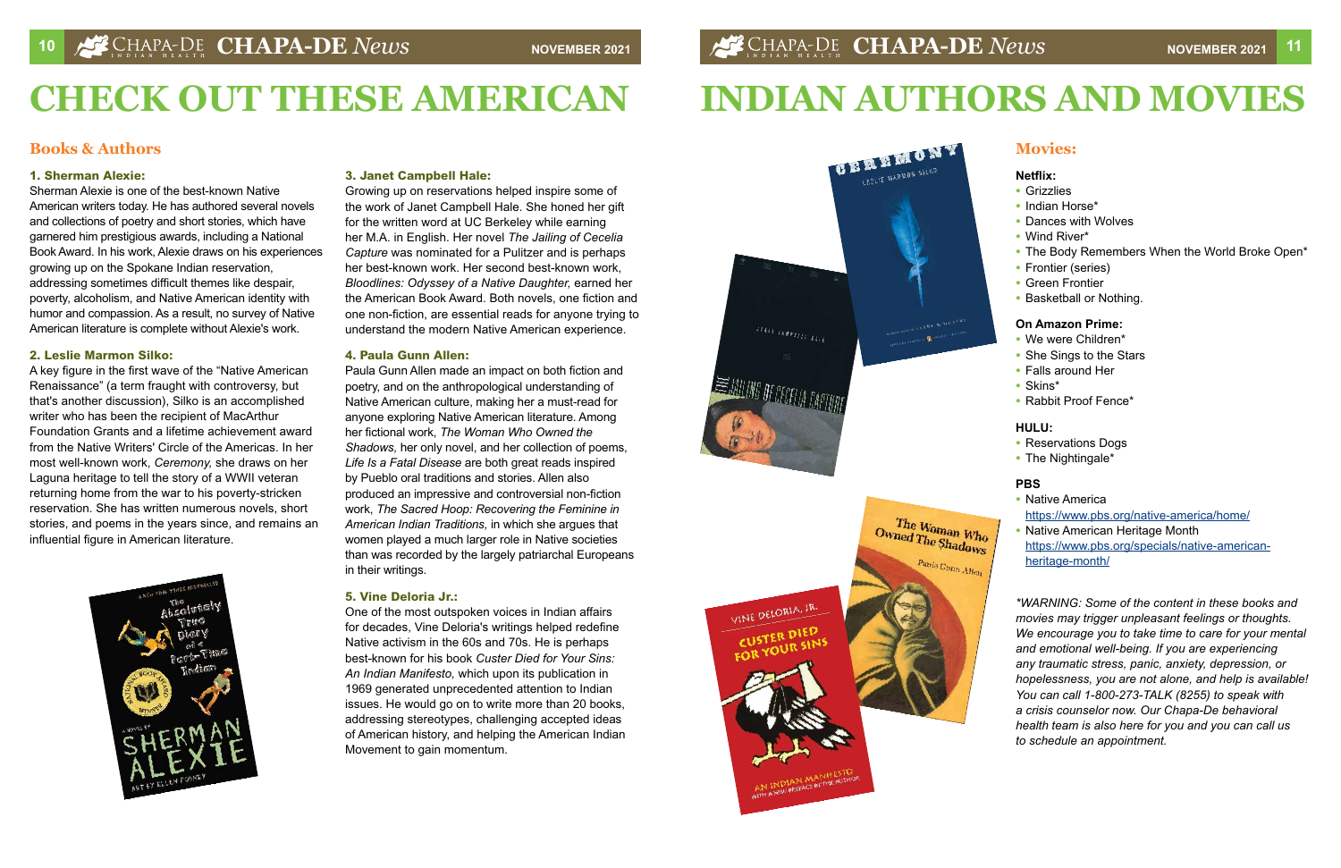# CHECK OUT THESE AMERICAN INDIAN AUTHORS AND MOVIES

## Books & Authors

### 1. Sherman Alexie:

Sherman Alexie is one of the best-known Native American writers today. He has authored several novels and collections of poetry and short stories, which have garnered him prestigious awards, including a National Book Award. In his work, Alexie draws on his experiences growing up on the Spokane Indian reservation, addressing sometimes difficult themes like despair, poverty, alcoholism, and Native American identity with humor and compassion. As a result, no survey of Native American literature is complete without Alexie's work.

### 2. Leslie Marmon Silko:

A key figure in the first wave of the "Native American Renaissance" (a term fraught with controversy, but that's another discussion), Silko is an accomplished writer who has been the recipient of MacArthur Foundation Grants and a lifetime achievement award from the Native Writers' Circle of the Americas. In her most well-known work, *Ceremony,* she draws on her Laguna heritage to tell the story of a WWII veteran returning home from the war to his poverty-stricken reservation. She has written numerous novels, short stories, and poems in the years since, and remains an influential figure in American literature.

### 3. Janet Campbell Hale:

Growing up on reservations helped inspire some of the work of Janet Campbell Hale. She honed her gift for the written word at UC Berkeley while earning her M.A. in English. Her novel *The Jailing of Cecelia Capture* was nominated for a Pulitzer and is perhaps her best-known work. Her second best-known work, *Bloodlines: Odyssey of a Native Daughter,* earned her the American Book Award. Both novels, one fiction and one non-fiction, are essential reads for anyone trying to understand the modern Native American experience.

### 4. Paula Gunn Allen:

Paula Gunn Allen made an impact on both fiction and poetry, and on the anthropological understanding of Native American culture, making her a must-read for anyone exploring Native American literature. Among her fictional work, *The Woman Who Owned the Shadows,* her only novel, and her collection of poems, *Life Is a Fatal Disease* are both great reads inspired by Pueblo oral traditions and stories. Allen also produced an impressive and controversial non-fiction work, *The Sacred Hoop: Recovering the Feminine in American Indian Traditions,* in which she argues that women played a much larger role in Native societies than was recorded by the largely patriarchal Europeans in their writings.

### 5. Vine Deloria Jr.:

One of the most outspoken voices in Indian affairs for decades, Vine Deloria's writings helped redefine Native activism in the 60s and 70s. He is perhaps best-known for his book *Custer Died for Your Sins: An Indian Manifesto,* which upon its publication in 1969 generated unprecedented attention to Indian issues. He would go on to write more than 20 books, addressing stereotypes, challenging accepted ideas of American history, and helping the American Indian Movement to gain momentum.

## Movies:

**Netflix:**

- Grizzlies
- Indian Horse*
- Dances with Wolves
- Wind River*
- The Body Remembers When the World Broke Open*
- Frontier (series)
- Green Frontier
- Basketball or Nothing.

**On Amazon Prime:**

- We were Children*
- She Sings to the Stars
- Falls around Her
- Skins*
- Rabbit Proof Fence*

**HULU:**

- Reservations Dogs
- The Nightingale*

**PBS**

- Native America https://www.pbs.org/native-america/home/
- Native American Heritage Month https://www.pbs.org/specials/native-american-heritage-month/

*\*WARNING: Some of the content in these books and movies may trigger unpleasant feelings or thoughts. We encourage you to take time to care for your mental and emotional well-being. If you are experiencing any traumatic stress, panic, anxiety, depression, or hopelessness, you are not alone, and help is available! You can call 1-800-273-TALK (8255) to speak with a crisis counselor now. Our Chapa-De behavioral health team is also here for you and you can call us to schedule an appointment.*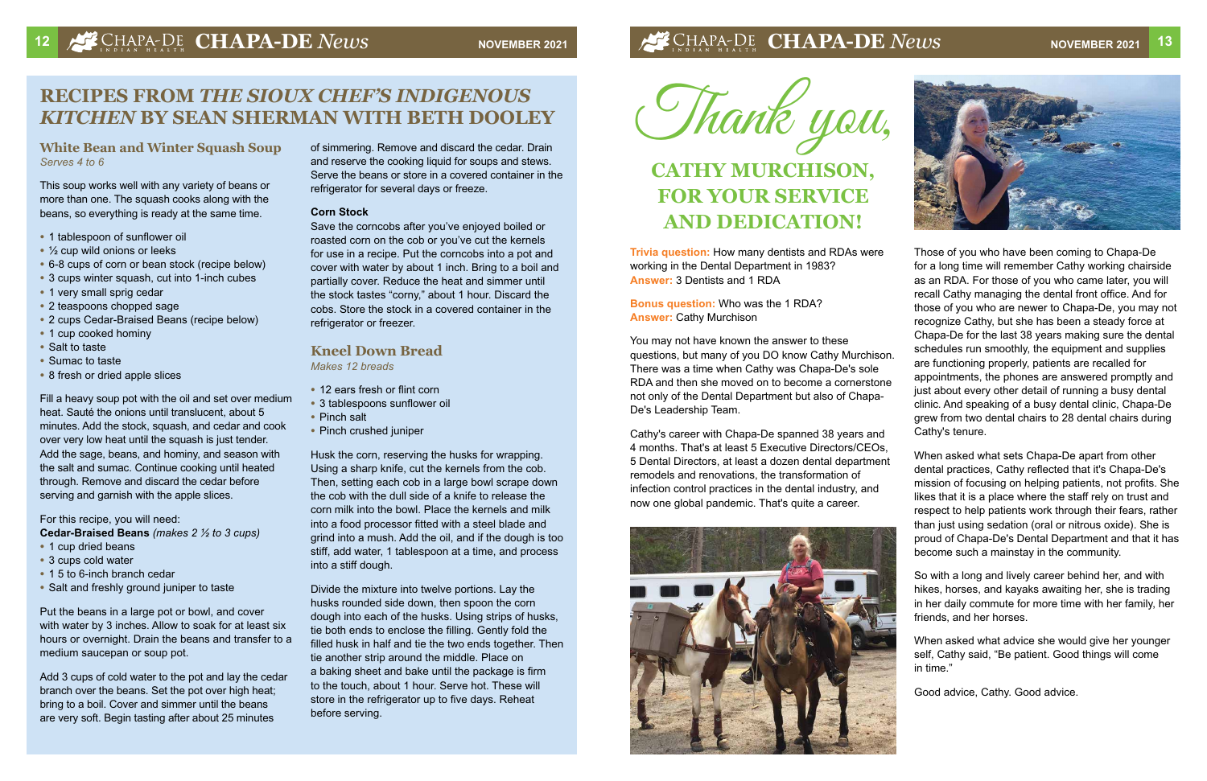## RECIPES FROM *THE SIOUX CHEF'S INDIGENOUS KITCHEN* BY SEAN SHERMAN WITH BETH DOOLEY

### White Bean and Winter Squash Soup

*Serves 4 to 6*

This soup works well with any variety of beans or more than one. The squash cooks along with the beans, so everything is ready at the same time.

- 1 tablespoon of sunflower oil
- ½ cup wild onions or leeks
- 6-8 cups of corn or bean stock (recipe below)
- 3 cups winter squash, cut into 1-inch cubes
- 1 very small sprig cedar
- 2 teaspoons chopped sage
- 2 cups Cedar-Braised Beans (recipe below)
- 1 cup cooked hominy
- Salt to taste
- Sumac to taste
- 8 fresh or dried apple slices

Fill a heavy soup pot with the oil and set over medium heat. Sauté the onions until translucent, about 5 minutes. Add the stock, squash, and cedar and cook over very low heat until the squash is just tender. Add the sage, beans, and hominy, and season with the salt and sumac. Continue cooking until heated through. Remove and discard the cedar before serving and garnish with the apple slices.

For this recipe, you will need:
**Cedar-Braised Beans** *(makes 2 ½ to 3 cups)*

- 1 cup dried beans
- 3 cups cold water
- 1 5 to 6-inch branch cedar
- Salt and freshly ground juniper to taste

Put the beans in a large pot or bowl, and cover with water by 3 inches. Allow to soak for at least six hours or overnight. Drain the beans and transfer to a medium saucepan or soup pot.

Add 3 cups of cold water to the pot and lay the cedar branch over the beans. Set the pot over high heat; bring to a boil. Cover and simmer until the beans are very soft. Begin tasting after about 25 minutes of simmering. Remove and discard the cedar. Drain and reserve the cooking liquid for soups and stews. Serve the beans or store in a covered container in the refrigerator for several days or freeze.

**Corn Stock**

Save the corncobs after you've enjoyed boiled or roasted corn on the cob or you've cut the kernels for use in a recipe. Put the corncobs into a pot and cover with water by about 1 inch. Bring to a boil and partially cover. Reduce the heat and simmer until the stock tastes "corny," about 1 hour. Discard the cobs. Store the stock in a covered container in the refrigerator or freezer.

### Kneel Down Bread

*Makes 12 breads*

- 12 ears fresh or flint corn
- 3 tablespoons sunflower oil
- Pinch salt
- Pinch crushed juniper

Husk the corn, reserving the husks for wrapping. Using a sharp knife, cut the kernels from the cob. Then, setting each cob in a large bowl scrape down the cob with the dull side of a knife to release the corn milk into the bowl. Place the kernels and milk into a food processor fitted with a steel blade and grind into a mush. Add the oil, and if the dough is too stiff, add water, 1 tablespoon at a time, and process into a stiff dough.

Divide the mixture into twelve portions. Lay the husks rounded side down, then spoon the corn dough into each of the husks. Using strips of husks, tie both ends to enclose the filling. Gently fold the filled husk in half and tie the two ends together. Then tie another strip around the middle. Place on a baking sheet and bake until the package is firm to the touch, about 1 hour. Serve hot. These will store in the refrigerator up to five days. Reheat before serving.

## *Thank you,* CATHY MURCHISON, FOR YOUR SERVICE AND DEDICATION!

**Trivia question:** How many dentists and RDAs were working in the Dental Department in 1983?
**Answer:** 3 Dentists and 1 RDA

**Bonus question:** Who was the 1 RDA?
**Answer:** Cathy Murchison

You may not have known the answer to these questions, but many of you DO know Cathy Murchison. There was a time when Cathy was Chapa-De's sole RDA and then she moved on to become a cornerstone not only of the Dental Department but also of Chapa-De's Leadership Team.

Cathy's career with Chapa-De spanned 38 years and 4 months. That's at least 5 Executive Directors/CEOs, 5 Dental Directors, at least a dozen dental department remodels and renovations, the transformation of infection control practices in the dental industry, and now one global pandemic. That's quite a career.

Those of you who have been coming to Chapa-De for a long time will remember Cathy working chairside as an RDA. For those of you who came later, you will recall Cathy managing the dental front office. And for those of you who are newer to Chapa-De, you may not recognize Cathy, but she has been a steady force at Chapa-De for the last 38 years making sure the dental schedules run smoothly, the equipment and supplies are functioning properly, patients are recalled for appointments, the phones are answered promptly and just about every other detail of running a busy dental clinic. And speaking of a busy dental clinic, Chapa-De grew from two dental chairs to 28 dental chairs during Cathy's tenure.

When asked what sets Chapa-De apart from other dental practices, Cathy reflected that it's Chapa-De's mission of focusing on helping patients, not profits. She likes that it is a place where the staff rely on trust and respect to help patients work through their fears, rather than just using sedation (oral or nitrous oxide). She is proud of Chapa-De's Dental Department and that it has become such a mainstay in the community.

So with a long and lively career behind her, and with hikes, horses, and kayaks awaiting her, she is trading in her daily commute for more time with her family, her friends, and her horses.

When asked what advice she would give her younger self, Cathy said, "Be patient. Good things will come in time."

Good advice, Cathy. Good advice.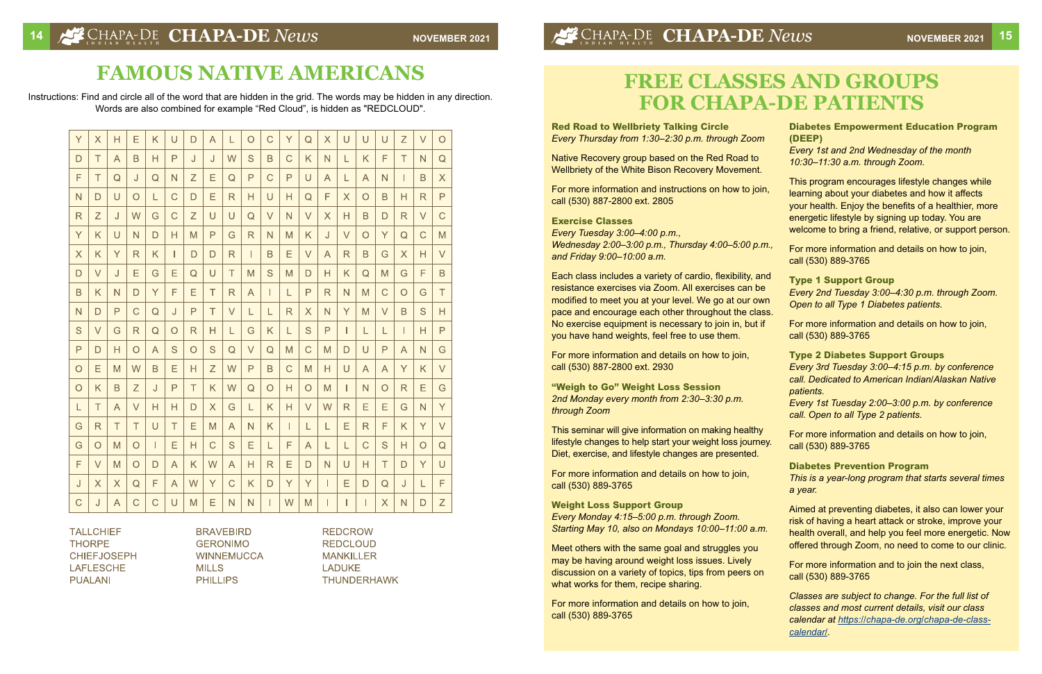# FAMOUS NATIVE AMERICANS

Instructions: Find and circle all of the word that are hidden in the grid. The words may be hidden in any direction. Words are also combined for example "Red Cloud", is hidden as "REDCLOUD".

| | | | | | | | | | | | | | | | | | | | |
|---|---|---|---|---|---|---|---|---|---|---|---|---|---|---|---|---|---|---|---|
| Y | X | H | E | K | U | D | A | L | O | C | Y | Q | X | U | U | U | Z | V | O |
| D | T | A | B | H | P | J | J | W | S | B | C | K | N | L | K | F | T | N | Q |
| F | T | Q | J | Q | N | Z | E | Q | P | C | P | U | A | L | A | N | I | B | X |
| N | D | U | O | L | C | D | E | R | H | U | H | Q | F | X | O | B | H | R | P |
| R | Z | J | W | G | C | Z | U | U | Q | V | N | V | X | H | B | D | R | V | C |
| Y | K | U | N | D | H | M | P | G | R | N | M | K | J | V | O | Y | Q | C | M |
| X | K | Y | R | K | I | D | D | R | I | B | E | V | A | R | B | G | X | H | V |
| D | V | J | E | G | E | Q | U | T | M | S | M | D | H | K | Q | M | G | F | B |
| B | K | N | D | Y | F | E | T | R | A | I | L | P | R | N | M | C | O | G | T |
| N | D | P | C | Q | J | P | T | V | L | L | R | X | N | Y | M | V | B | S | H |
| S | V | G | R | Q | O | R | H | L | G | K | L | S | P | I | L | L | I | H | P |
| P | D | H | O | A | S | O | S | Q | V | Q | M | C | M | D | U | P | A | N | G |
| O | E | M | W | B | E | H | Z | W | P | B | C | M | H | U | A | A | Y | K | V |
| O | K | B | Z | J | P | T | K | W | Q | O | H | O | M | I | N | O | R | E | G |
| L | T | A | V | H | H | D | X | G | L | K | H | V | W | R | E | E | G | N | Y |
| G | R | T | T | U | T | E | M | A | N | K | I | L | L | E | R | F | K | Y | V |
| G | O | M | O | I | E | H | C | S | E | L | F | A | L | L | C | S | H | O | Q |
| F | V | M | O | D | A | K | W | A | H | R | E | D | N | U | H | T | D | Y | U |
| J | X | X | Q | F | A | W | Y | C | K | D | Y | Y | I | E | D | Q | J | L | F |
| C | J | A | C | C | U | M | E | N | N | I | W | M | I | I | I | X | N | D | Z |

- TALLCHIEF
- THORPE
- CHIEFJOSEPH
- LAFLESCHE
- PUALANI
- BRAVEBIRD
- GERONIMO
- WINNEMUCCA
- MILLS
- PHILLIPS
- REDCROW
- REDCLOUD
- MANKILLER
- LADUKE
- THUNDERHAWK

# FREE CLASSES AND GROUPS FOR CHAPA-DE PATIENTS

### Red Road to Wellbriety Talking Circle

*Every Thursday from 1:30–2:30 p.m. through Zoom*

Native Recovery group based on the Red Road to Wellbriety of the White Bison Recovery Movement.

For more information and instructions on how to join, call (530) 887-2800 ext. 2805

### Exercise Classes

*Every Tuesday 3:00–4:00 p.m., Wednesday 2:00–3:00 p.m., Thursday 4:00–5:00 p.m., and Friday 9:00–10:00 a.m.*

Each class includes a variety of cardio, flexibility, and resistance exercises via Zoom. All exercises can be modified to meet you at your level. We go at our own pace and encourage each other throughout the class. No exercise equipment is necessary to join in, but if you have hand weights, feel free to use them.

For more information and details on how to join, call (530) 887-2800 ext. 2930

### "Weigh to Go" Weight Loss Session

*2nd Monday every month from 2:30–3:30 p.m. through Zoom*

This seminar will give information on making healthy lifestyle changes to help start your weight loss journey. Diet, exercise, and lifestyle changes are presented.

For more information and details on how to join, call (530) 889-3765

### Weight Loss Support Group

*Every Monday 4:15–5:00 p.m. through Zoom. Starting May 10, also on Mondays 10:00–11:00 a.m.*

Meet others with the same goal and struggles you may be having around weight loss issues. Lively discussion on a variety of topics, tips from peers on what works for them, recipe sharing.

For more information and details on how to join, call (530) 889-3765

### Diabetes Empowerment Education Program (DEEP)

*Every 1st and 2nd Wednesday of the month 10:30–11:30 a.m. through Zoom.*

This program encourages lifestyle changes while learning about your diabetes and how it affects your health. Enjoy the benefits of a healthier, more energetic lifestyle by signing up today. You are welcome to bring a friend, relative, or support person.

For more information and details on how to join, call (530) 889-3765

### Type 1 Support Group

*Every 2nd Tuesday 3:00–4:30 p.m. through Zoom. Open to all Type 1 Diabetes patients.*

For more information and details on how to join, call (530) 889-3765

### Type 2 Diabetes Support Groups

*Every 3rd Tuesday 3:00–4:15 p.m. by conference call. Dedicated to American Indian/Alaskan Native patients.*

*Every 1st Tuesday 2:00–3:00 p.m. by conference call. Open to all Type 2 patients.*

For more information and details on how to join, call (530) 889-3765

### Diabetes Prevention Program

*This is a year-long program that starts several times a year.*

Aimed at preventing diabetes, it also can lower your risk of having a heart attack or stroke, improve your health overall, and help you feel more energetic. Now offered through Zoom, no need to come to our clinic.

For more information and to join the next class, call (530) 889-3765

*Classes are subject to change. For the full list of classes and most current details, visit our class calendar at https://chapa-de.org/chapa-de-class-calendar/.*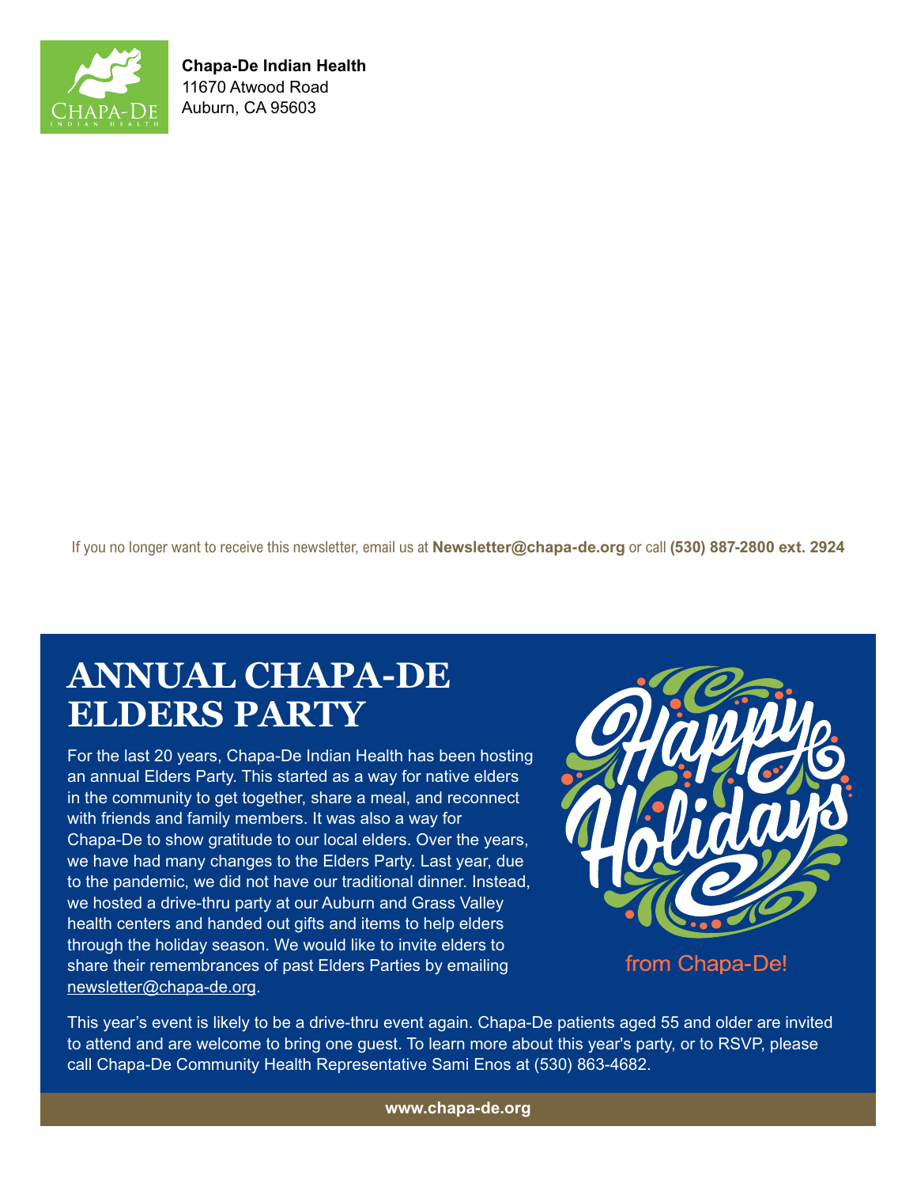**Chapa-De Indian Health**
11670 Atwood Road
Auburn, CA 95603

If you no longer want to receive this newsletter, email us at **Newsletter@chapa-de.org** or call **(530) 887-2800 ext. 2924**

# ANNUAL CHAPA-DE ELDERS PARTY

For the last 20 years, Chapa-De Indian Health has been hosting an annual Elders Party. This started as a way for native elders in the community to get together, share a meal, and reconnect with friends and family members. It was also a way for Chapa-De to show gratitude to our local elders. Over the years, we have had many changes to the Elders Party. Last year, due to the pandemic, we did not have our traditional dinner. Instead, we hosted a drive-thru party at our Auburn and Grass Valley health centers and handed out gifts and items to help elders through the holiday season. We would like to invite elders to share their remembrances of past Elders Parties by emailing newsletter@chapa-de.org.

Happy Holidays

from Chapa-De!

This year's event is likely to be a drive-thru event again. Chapa-De patients aged 55 and older are invited to attend and are welcome to bring one guest. To learn more about this year's party, or to RSVP, please call Chapa-De Community Health Representative Sami Enos at (530) 863-4682.

**www.chapa-de.org**